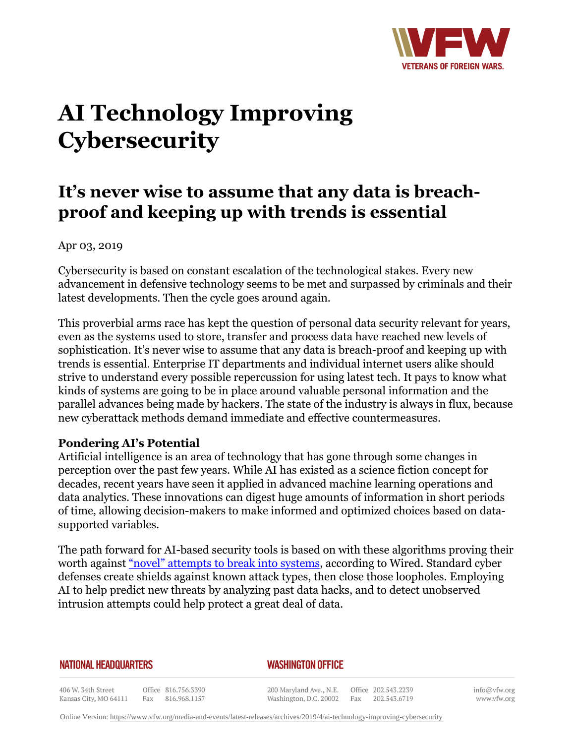# AI Technology Improving Cybersecurity

## It's never wise to assume that any data is breach-proof and keeping up with trends is essential

Apr 03, 2019

Cybersecurity is based on constant escalation of the technological stakes. Every new advancement in defensive technology seems to be met and surpassed by criminals and their latest developments. Then the cycle goes around again.

This proverbial arms race has kept the question of personal data security relevant for years, even as the systems used to store, transfer and process data have reached new levels of sophistication. It's never wise to assume that any data is breach-proof and keeping up with trends is essential. Enterprise IT departments and individual internet users alike should strive to understand every possible repercussion for using latest tech. It pays to know what kinds of systems are going to be in place around valuable personal information and the parallel advances being made by hackers. The state of the industry is always in flux, because new cyberattack methods demand immediate and effective countermeasures.

**Pondering AI's Potential**

Artificial intelligence is an area of technology that has gone through some changes in perception over the past few years. While AI has existed as a science fiction concept for decades, recent years have seen it applied in advanced machine learning operations and data analytics. These innovations can digest huge amounts of information in short periods of time, allowing decision-makers to make informed and optimized choices based on data-supported variables.

The path forward for AI-based security tools is based on with these algorithms proving their worth against "novel" attempts to break into systems, according to Wired. Standard cyber defenses create shields against known attack types, then close those loopholes. Employing AI to help predict new threats by analyzing past data hacks, and to detect unobserved intrusion attempts could help protect a great deal of data.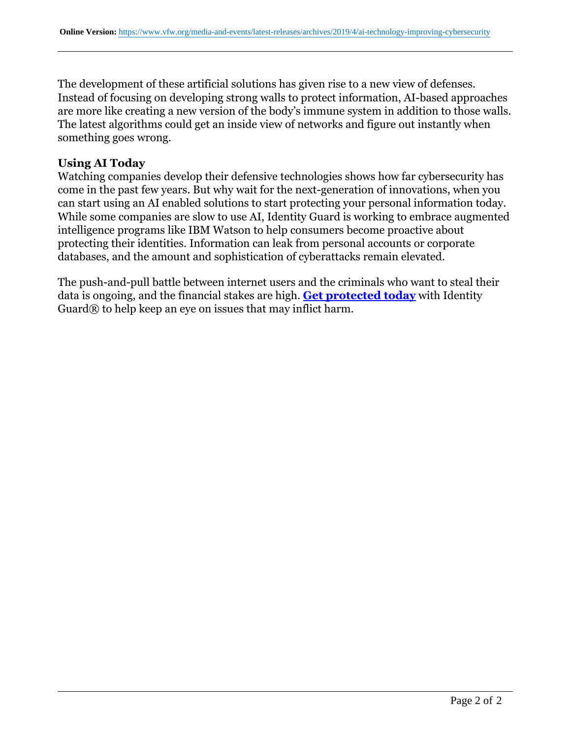The development of these artificial solutions has given rise to a new view of defenses. Instead of focusing on developing strong walls to protect information, AI-based approaches are more like creating a new version of the body's immune system in addition to those walls. The latest algorithms could get an inside view of networks and figure out instantly when something goes wrong.

### Using AI Today

Watching companies develop their defensive technologies shows how far cybersecurity has come in the past few years. But why wait for the next-generation of innovations, when you can start using an AI enabled solutions to start protecting your personal information today. While some companies are slow to use AI, Identity Guard is working to embrace augmented intelligence programs like IBM Watson to help consumers become proactive about protecting their identities. Information can leak from personal accounts or corporate databases, and the amount and sophistication of cyberattacks remain elevated.

The push-and-pull battle between internet users and the criminals who want to steal their data is ongoing, and the financial stakes are high. **Get protected today** with Identity Guard® to help keep an eye on issues that may inflict harm.